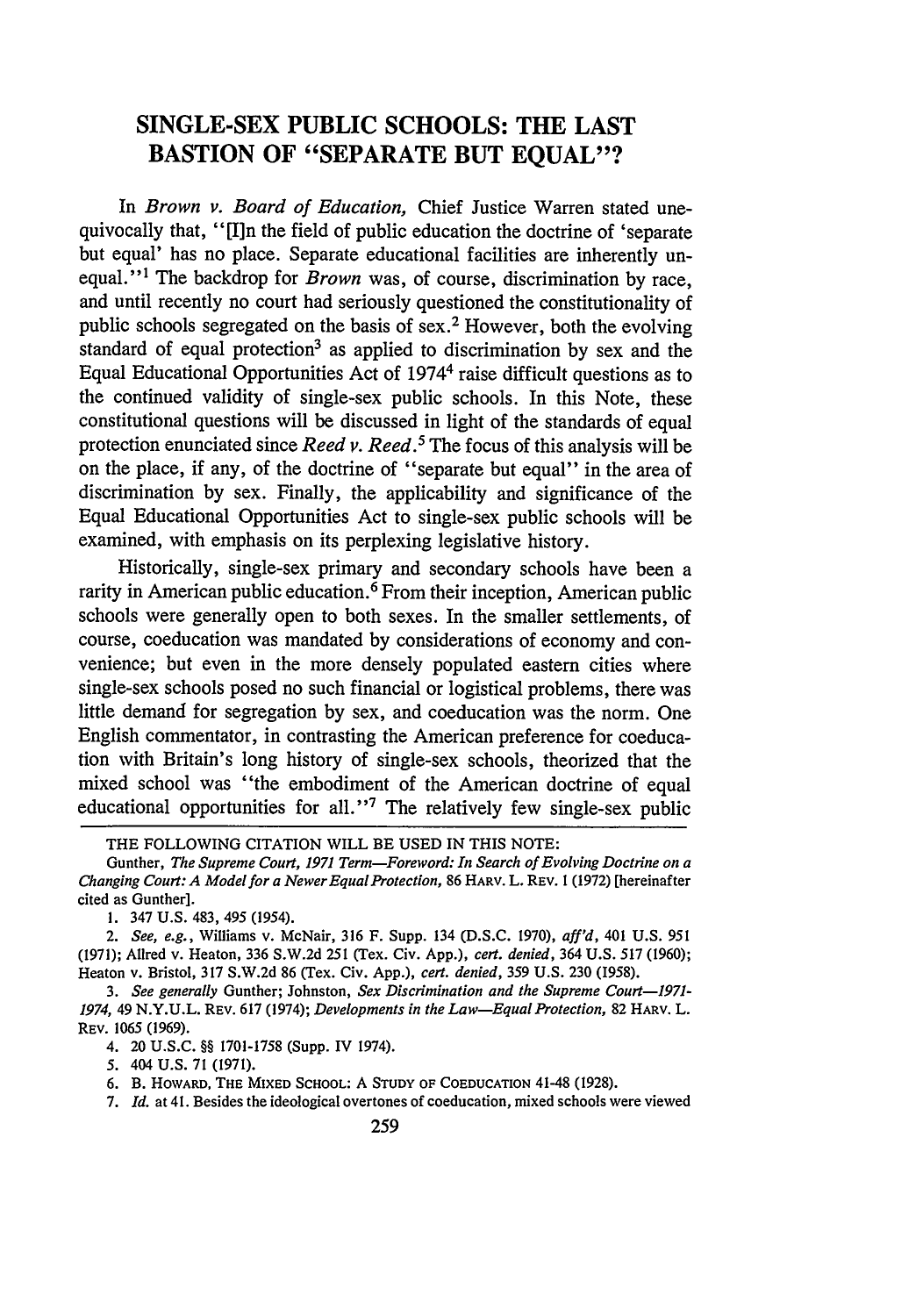# SINGLE-SEX PUBLIC SCHOOLS: THE LAST BASTION OF "SEPARATE BUT EQUAL"?

In *Brown v. Board of Education*, Chief Justice Warren stated unequivocally that, "[I]n the field of public education the doctrine of 'separate but equal' has no place. Separate educational facilities are inherently unequal."[1] The backdrop for *Brown* was, of course, discrimination by race, and until recently no court had seriously questioned the constitutionality of public schools segregated on the basis of sex.[2] However, both the evolving standard of equal protection[3] as applied to discrimination by sex and the Equal Educational Opportunities Act of 1974[4] raise difficult questions as to the continued validity of single-sex public schools. In this Note, these constitutional questions will be discussed in light of the standards of equal protection enunciated since *Reed v. Reed*.[5] The focus of this analysis will be on the place, if any, of the doctrine of "separate but equal" in the area of discrimination by sex. Finally, the applicability and significance of the Equal Educational Opportunities Act to single-sex public schools will be examined, with emphasis on its perplexing legislative history.

Historically, single-sex primary and secondary schools have been a rarity in American public education.[6] From their inception, American public schools were generally open to both sexes. In the smaller settlements, of course, coeducation was mandated by considerations of economy and convenience; but even in the more densely populated eastern cities where single-sex schools posed no such financial or logistical problems, there was little demand for segregation by sex, and coeducation was the norm. One English commentator, in contrasting the American preference for coeducation with Britain's long history of single-sex schools, theorized that the mixed school was "the embodiment of the American doctrine of equal educational opportunities for all."[7] The relatively few single-sex public

---

THE FOLLOWING CITATION WILL BE USED IN THIS NOTE:

Gunther, *The Supreme Court, 1971 Term—Foreword: In Search of Evolving Doctrine on a Changing Court: A Model for a Newer Equal Protection*, 86 HARV. L. REV. 1 (1972) [hereinafter cited as Gunther].

1. 347 U.S. 483, 495 (1954).

2. *See, e.g.*, Williams v. McNair, 316 F. Supp. 134 (D.S.C. 1970), *aff'd*, 401 U.S. 951 (1971); Allred v. Heaton, 336 S.W.2d 251 (Tex. Civ. App.), *cert. denied*, 364 U.S. 517 (1960); Heaton v. Bristol, 317 S.W.2d 86 (Tex. Civ. App.), *cert. denied*, 359 U.S. 230 (1958).

3. *See generally* Gunther; Johnston, *Sex Discrimination and the Supreme Court—1971-1974*, 49 N.Y.U.L. REV. 617 (1974); *Developments in the Law—Equal Protection*, 82 HARV. L. REV. 1065 (1969).

4. 20 U.S.C. §§ 1701-1758 (Supp. IV 1974).

5. 404 U.S. 71 (1971).

6. B. HOWARD, THE MIXED SCHOOL: A STUDY OF COEDUCATION 41-48 (1928).

7. *Id.* at 41. Besides the ideological overtones of coeducation, mixed schools were viewed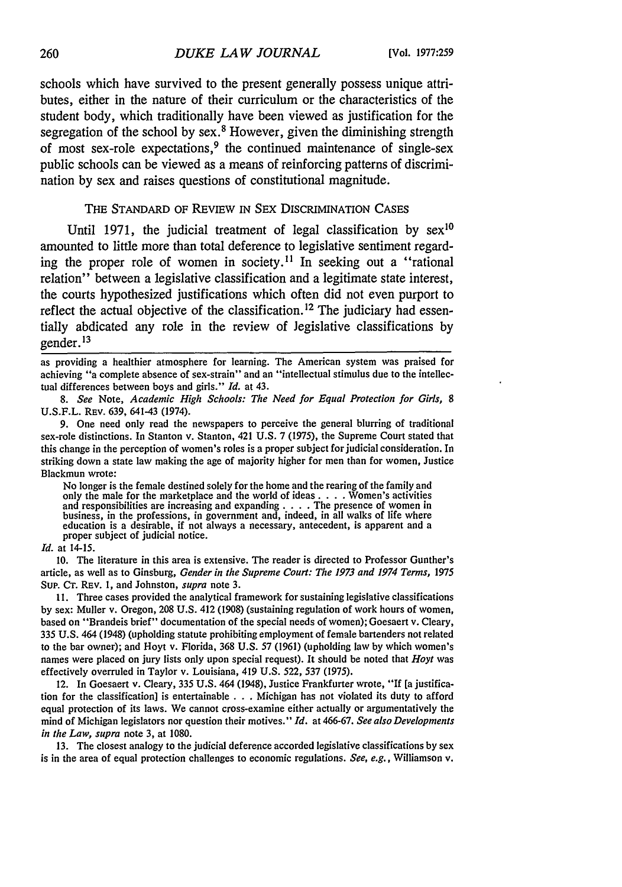schools which have survived to the present generally possess unique attributes, either in the nature of their curriculum or the characteristics of the student body, which traditionally have been viewed as justification for the segregation of the school by sex.[8] However, given the diminishing strength of most sex-role expectations,[9] the continued maintenance of single-sex public schools can be viewed as a means of reinforcing patterns of discrimination by sex and raises questions of constitutional magnitude.

## THE STANDARD OF REVIEW IN SEX DISCRIMINATION CASES

Until 1971, the judicial treatment of legal classification by sex[10] amounted to little more than total deference to legislative sentiment regarding the proper role of women in society.[11] In seeking out a "rational relation" between a legislative classification and a legitimate state interest, the courts hypothesized justifications which often did not even purport to reflect the actual objective of the classification.[12] The judiciary had essentially abdicated any role in the review of legislative classifications by gender.[13]

---

as providing a healthier atmosphere for learning. The American system was praised for achieving "a complete absence of sex-strain" and an "intellectual stimulus due to the intellectual differences between boys and girls." *Id.* at 43.

8. *See* Note, *Academic High Schools: The Need for Equal Protection for Girls*, 8 U.S.F.L. REV. 639, 641-43 (1974).

9. One need only read the newspapers to perceive the general blurring of traditional sex-role distinctions. In Stanton v. Stanton, 421 U.S. 7 (1975), the Supreme Court stated that this change in the perception of women's roles is a proper subject for judicial consideration. In striking down a state law making the age of majority higher for men than for women, Justice Blackmun wrote:

> No longer is the female destined solely for the home and the rearing of the family and only the male for the marketplace and the world of ideas . . . . Women's activities and responsibilities are increasing and expanding . . . . The presence of women in business, in the professions, in government and, indeed, in all walks of life where education is a desirable, if not always a necessary, antecedent, is apparent and a proper subject of judicial notice.

*Id.* at 14-15.

10. The literature in this area is extensive. The reader is directed to Professor Gunther's article, as well as to Ginsburg, *Gender in the Supreme Court: The 1973 and 1974 Terms*, 1975 SUP. CT. REV. 1, and Johnston, *supra* note 3.

11. Three cases provided the analytical framework for sustaining legislative classifications by sex: Muller v. Oregon, 208 U.S. 412 (1908) (sustaining regulation of work hours of women, based on "Brandeis brief" documentation of the special needs of women); Goesaert v. Cleary, 335 U.S. 464 (1948) (upholding statute prohibiting employment of female bartenders not related to the bar owner); and Hoyt v. Florida, 368 U.S. 57 (1961) (upholding law by which women's names were placed on jury lists only upon special request). It should be noted that *Hoyt* was effectively overruled in Taylor v. Louisiana, 419 U.S. 522, 537 (1975).

12. In Goesaert v. Cleary, 335 U.S. 464 (1948), Justice Frankfurter wrote, "If [a justification for the classification] is entertainable . . . Michigan has not violated its duty to afford equal protection of its laws. We cannot cross-examine either actually or argumentatively the mind of Michigan legislators nor question their motives." *Id.* at 466-67. *See also Developments in the Law*, *supra* note 3, at 1080.

13. The closest analogy to the judicial deference accorded legislative classifications by sex is in the area of equal protection challenges to economic regulations. *See, e.g.*, Williamson v.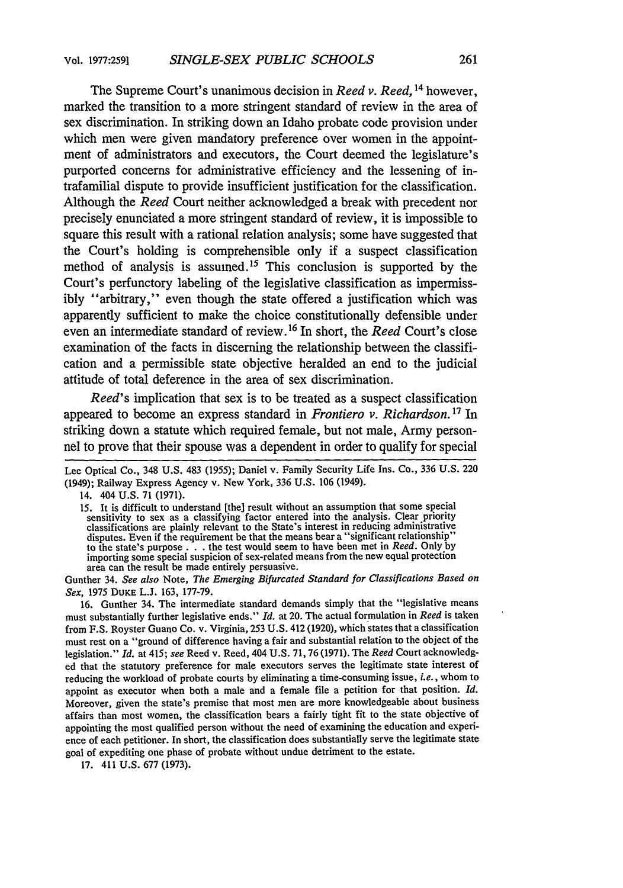The Supreme Court's unanimous decision in *Reed v. Reed,*[14] however, marked the transition to a more stringent standard of review in the area of sex discrimination. In striking down an Idaho probate code provision under which men were given mandatory preference over women in the appointment of administrators and executors, the Court deemed the legislature's purported concerns for administrative efficiency and the lessening of intrafamilial dispute to provide insufficient justification for the classification. Although the *Reed* Court neither acknowledged a break with precedent nor precisely enunciated a more stringent standard of review, it is impossible to square this result with a rational relation analysis; some have suggested that the Court's holding is comprehensible only if a suspect classification method of analysis is assumed.[15] This conclusion is supported by the Court's perfunctory labeling of the legislative classification as impermissibly "arbitrary," even though the state offered a justification which was apparently sufficient to make the choice constitutionally defensible under even an intermediate standard of review.[16] In short, the *Reed* Court's close examination of the facts in discerning the relationship between the classification and a permissible state objective heralded an end to the judicial attitude of total deference in the area of sex discrimination.

*Reed*'s implication that sex is to be treated as a suspect classification appeared to become an express standard in *Frontiero v. Richardson.*[17] In striking down a statute which required female, but not male, Army personnel to prove that their spouse was a dependent in order to qualify for special

---

Lee Optical Co., 348 U.S. 483 (1955); Daniel v. Family Security Life Ins. Co., 336 U.S. 220 (1949); Railway Express Agency v. New York, 336 U.S. 106 (1949).

14. 404 U.S. 71 (1971).

15. It is difficult to understand [the] result without an assumption that some special sensitivity to sex as a classifying factor entered into the analysis. Clear priority classifications are plainly relevant to the State's interest in reducing administrative disputes. Even if the requirement be that the means bear a "significant relationship" to the state's purpose . . . the test would seem to have been met in *Reed*. Only by importing some special suspicion of sex-related means from the new equal protection area can the result be made entirely persuasive.

Gunther 34. *See also* Note, *The Emerging Bifurcated Standard for Classifications Based on Sex,* 1975 DUKE L.J. 163, 177-79.

16. Gunther 34. The intermediate standard demands simply that the "legislative means must substantially further legislative ends." *Id.* at 20. The actual formulation in *Reed* is taken from F.S. Royster Guano Co. v. Virginia, 253 U.S. 412 (1920), which states that a classification must rest on a "ground of difference having a fair and substantial relation to the object of the legislation." *Id.* at 415; *see* Reed v. Reed, 404 U.S. 71, 76 (1971). The *Reed* Court acknowledged that the statutory preference for male executors serves the legitimate state interest of reducing the workload of probate courts by eliminating a time-consuming issue, *i.e.*, whom to appoint as executor when both a male and a female file a petition for that position. *Id.* Moreover, given the state's premise that most men are more knowledgeable about business affairs than most women, the classification bears a fairly tight fit to the state objective of appointing the most qualified person without the need of examining the education and experience of each petitioner. In short, the classification does substantially serve the legitimate state goal of expediting one phase of probate without undue detriment to the estate.

17. 411 U.S. 677 (1973).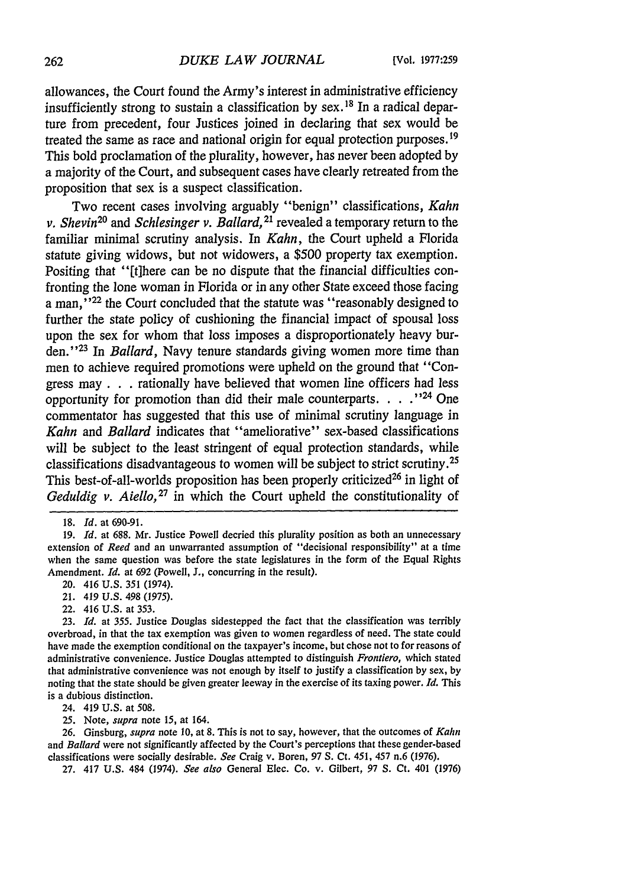allowances, the Court found the Army's interest in administrative efficiency insufficiently strong to sustain a classification by sex.[18] In a radical departure from precedent, four Justices joined in declaring that sex would be treated the same as race and national origin for equal protection purposes.[19] This bold proclamation of the plurality, however, has never been adopted by a majority of the Court, and subsequent cases have clearly retreated from the proposition that sex is a suspect classification.

Two recent cases involving arguably "benign" classifications, *Kahn v. Shevin*[20] and *Schlesinger v. Ballard*,[21] revealed a temporary return to the familiar minimal scrutiny analysis. In *Kahn*, the Court upheld a Florida statute giving widows, but not widowers, a $500 property tax exemption. Positing that "[t]here can be no dispute that the financial difficulties confronting the lone woman in Florida or in any other State exceed those facing a man,"[22] the Court concluded that the statute was "reasonably designed to further the state policy of cushioning the financial impact of spousal loss upon the sex for whom that loss imposes a disproportionately heavy burden."[23] In *Ballard*, Navy tenure standards giving women more time than men to achieve required promotions were upheld on the ground that "Congress may . . . rationally have believed that women line officers had less opportunity for promotion than did their male counterparts. . . ."[24] One commentator has suggested that this use of minimal scrutiny language in *Kahn* and *Ballard* indicates that "ameliorative" sex-based classifications will be subject to the least stringent of equal protection standards, while classifications disadvantageous to women will be subject to strict scrutiny.[25] This best-of-all-worlds proposition has been properly criticized[26] in light of *Geduldig v. Aiello*,[27] in which the Court upheld the constitutionality of

---

18. *Id.* at 690-91.

19. *Id.* at 688. Mr. Justice Powell decried this plurality position as both an unnecessary extension of *Reed* and an unwarranted assumption of "decisional responsibility" at a time when the same question was before the state legislatures in the form of the Equal Rights Amendment. *Id.* at 692 (Powell, J., concurring in the result).

20. 416 U.S. 351 (1974).

21. 419 U.S. 498 (1975).

22. 416 U.S. at 353.

23. *Id.* at 355. Justice Douglas sidestepped the fact that the classification was terribly overbroad, in that the tax exemption was given to women regardless of need. The state could have made the exemption conditional on the taxpayer's income, but chose not to for reasons of administrative convenience. Justice Douglas attempted to distinguish *Frontiero*, which stated that administrative convenience was not enough by itself to justify a classification by sex, by noting that the state should be given greater leeway in the exercise of its taxing power. *Id.* This is a dubious distinction.

24. 419 U.S. at 508.

25. Note, *supra* note 15, at 164.

26. Ginsburg, *supra* note 10, at 8. This is not to say, however, that the outcomes of *Kahn* and *Ballard* were not significantly affected by the Court's perceptions that these gender-based classifications were socially desirable. *See* Craig v. Boren, 97 S. Ct. 451, 457 n.6 (1976).

27. 417 U.S. 484 (1974). *See also* General Elec. Co. v. Gilbert, 97 S. Ct. 401 (1976)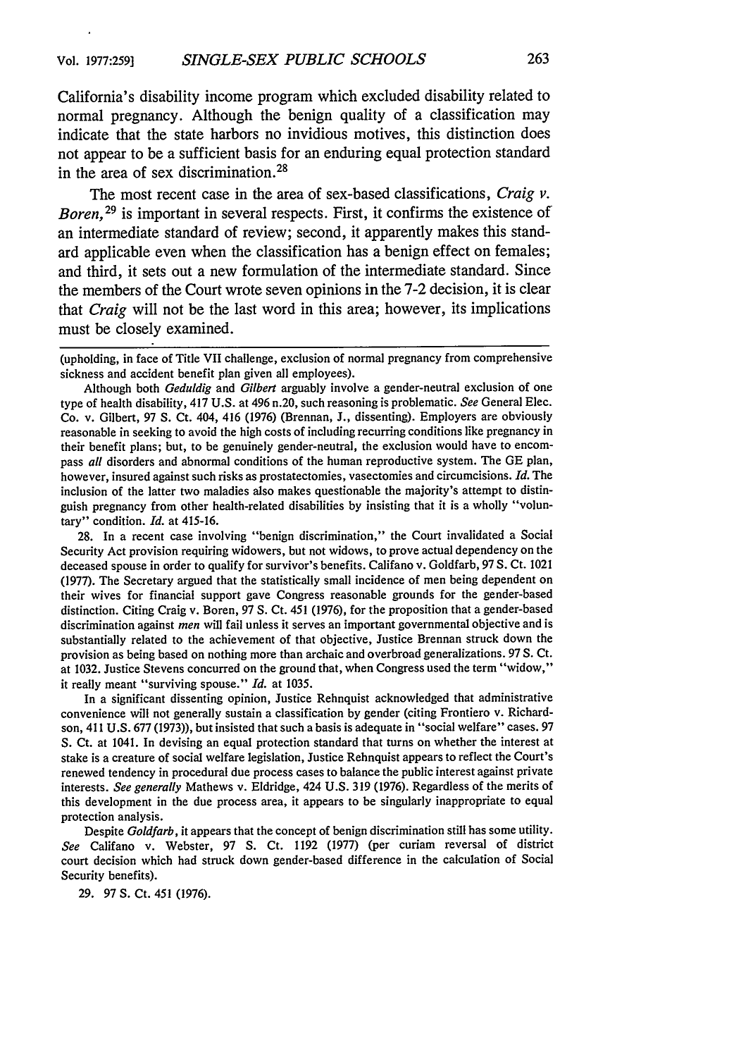California's disability income program which excluded disability related to normal pregnancy. Although the benign quality of a classification may indicate that the state harbors no invidious motives, this distinction does not appear to be a sufficient basis for an enduring equal protection standard in the area of sex discrimination.[28]

The most recent case in the area of sex-based classifications, *Craig v. Boren*,[29] is important in several respects. First, it confirms the existence of an intermediate standard of review; second, it apparently makes this standard applicable even when the classification has a benign effect on females; and third, it sets out a new formulation of the intermediate standard. Since the members of the Court wrote seven opinions in the 7-2 decision, it is clear that *Craig* will not be the last word in this area; however, its implications must be closely examined.

---

(upholding, in face of Title VII challenge, exclusion of normal pregnancy from comprehensive sickness and accident benefit plan given all employees).

Although both *Geduldig* and *Gilbert* arguably involve a gender-neutral exclusion of one type of health disability, 417 U.S. at 496 n.20, such reasoning is problematic. *See* General Elec. Co. v. Gilbert, 97 S. Ct. 404, 416 (1976) (Brennan, J., dissenting). Employers are obviously reasonable in seeking to avoid the high costs of including recurring conditions like pregnancy in their benefit plans; but, to be genuinely gender-neutral, the exclusion would have to encompass *all* disorders and abnormal conditions of the human reproductive system. The GE plan, however, insured against such risks as prostatectomies, vasectomies and circumcisions. *Id.* The inclusion of the latter two maladies also makes questionable the majority's attempt to distinguish pregnancy from other health-related disabilities by insisting that it is a wholly "voluntary" condition. *Id.* at 415-16.

28. In a recent case involving "benign discrimination," the Court invalidated a Social Security Act provision requiring widowers, but not widows, to prove actual dependency on the deceased spouse in order to qualify for survivor's benefits. Califano v. Goldfarb, 97 S. Ct. 1021 (1977). The Secretary argued that the statistically small incidence of men being dependent on their wives for financial support gave Congress reasonable grounds for the gender-based distinction. Citing Craig v. Boren, 97 S. Ct. 451 (1976), for the proposition that a gender-based discrimination against *men* will fail unless it serves an important governmental objective and is substantially related to the achievement of that objective, Justice Brennan struck down the provision as being based on nothing more than archaic and overbroad generalizations. 97 S. Ct. at 1032. Justice Stevens concurred on the ground that, when Congress used the term "widow," it really meant "surviving spouse." *Id.* at 1035.

In a significant dissenting opinion, Justice Rehnquist acknowledged that administrative convenience will not generally sustain a classification by gender (citing Frontiero v. Richardson, 411 U.S. 677 (1973)), but insisted that such a basis is adequate in "social welfare" cases. 97 S. Ct. at 1041. In devising an equal protection standard that turns on whether the interest at stake is a creature of social welfare legislation, Justice Rehnquist appears to reflect the Court's renewed tendency in procedural due process cases to balance the public interest against private interests. *See generally* Mathews v. Eldridge, 424 U.S. 319 (1976). Regardless of the merits of this development in the due process area, it appears to be singularly inappropriate to equal protection analysis.

Despite *Goldfarb*, it appears that the concept of benign discrimination still has some utility. *See* Califano v. Webster, 97 S. Ct. 1192 (1977) (per curiam reversal of district court decision which had struck down gender-based difference in the calculation of Social Security benefits).

29. 97 S. Ct. 451 (1976).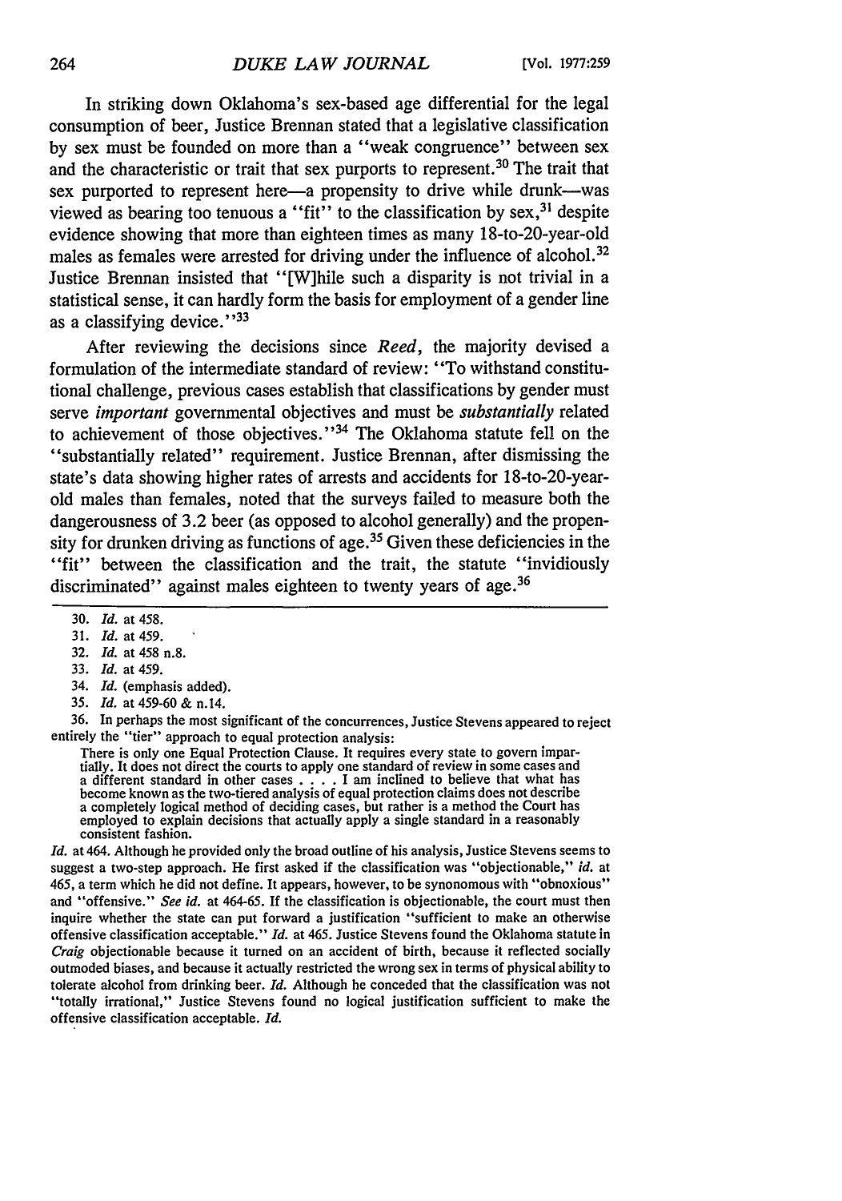In striking down Oklahoma's sex-based age differential for the legal consumption of beer, Justice Brennan stated that a legislative classification by sex must be founded on more than a "weak congruence" between sex and the characteristic or trait that sex purports to represent.[30] The trait that sex purported to represent here—a propensity to drive while drunk—was viewed as bearing too tenuous a "fit" to the classification by sex,[31] despite evidence showing that more than eighteen times as many 18-to-20-year-old males as females were arrested for driving under the influence of alcohol.[32] Justice Brennan insisted that "[W]hile such a disparity is not trivial in a statistical sense, it can hardly form the basis for employment of a gender line as a classifying device."[33]

After reviewing the decisions since *Reed*, the majority devised a formulation of the intermediate standard of review: "To withstand constitutional challenge, previous cases establish that classifications by gender must serve *important* governmental objectives and must be *substantially* related to achievement of those objectives."[34] The Oklahoma statute fell on the "substantially related" requirement. Justice Brennan, after dismissing the state's data showing higher rates of arrests and accidents for 18-to-20-year-old males than females, noted that the surveys failed to measure both the dangerousness of 3.2 beer (as opposed to alcohol generally) and the propensity for drunken driving as functions of age.[35] Given these deficiencies in the "fit" between the classification and the trait, the statute "invidiously discriminated" against males eighteen to twenty years of age.[36]

---

30. *Id.* at 458.

31. *Id.* at 459.

32. *Id.* at 458 n.8.

33. *Id.* at 459.

34. *Id.* (emphasis added).

35. *Id.* at 459-60 & n.14.

36. In perhaps the most significant of the concurrences, Justice Stevens appeared to reject entirely the "tier" approach to equal protection analysis:

> There is only one Equal Protection Clause. It requires every state to govern impartially. It does not direct the courts to apply one standard of review in some cases and a different standard in other cases . . . . I am inclined to believe that what has become known as the two-tiered analysis of equal protection claims does not describe a completely logical method of deciding cases, but rather is a method the Court has employed to explain decisions that actually apply a single standard in a reasonably consistent fashion.

*Id.* at 464. Although he provided only the broad outline of his analysis, Justice Stevens seems to suggest a two-step approach. He first asked if the classification was "objectionable," *id.* at 465, a term which he did not define. It appears, however, to be synonymous with "obnoxious" and "offensive." *See id.* at 464-65. If the classification is objectionable, the court must then inquire whether the state can put forward a justification "sufficient to make an otherwise offensive classification acceptable." *Id.* at 465. Justice Stevens found the Oklahoma statute in *Craig* objectionable because it turned on an accident of birth, because it reflected socially outmoded biases, and because it actually restricted the wrong sex in terms of physical ability to tolerate alcohol from drinking beer. *Id.* Although he conceded that the classification was not "totally irrational," Justice Stevens found no logical justification sufficient to make the offensive classification acceptable. *Id.*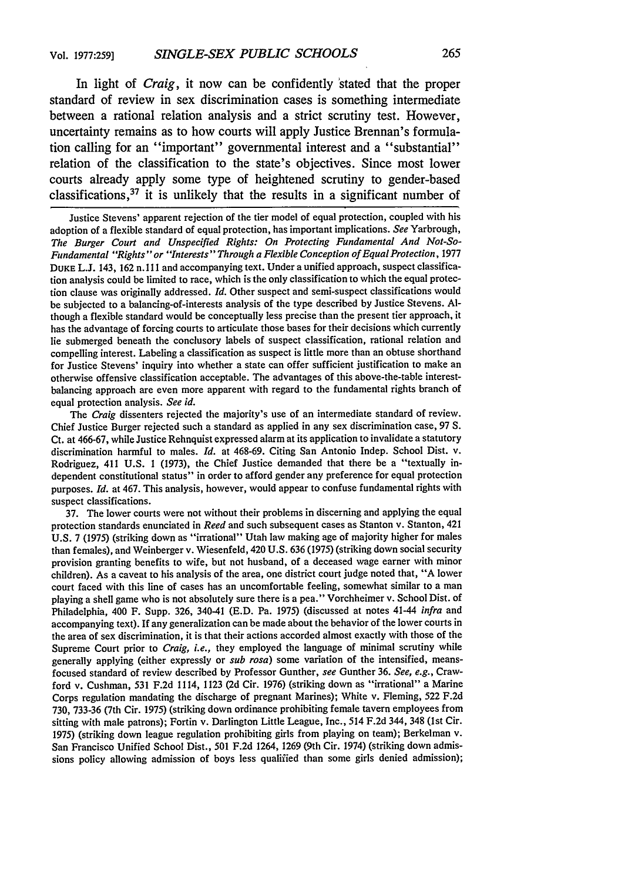In light of *Craig*, it now can be confidently stated that the proper standard of review in sex discrimination cases is something intermediate between a rational relation analysis and a strict scrutiny test. However, uncertainty remains as to how courts will apply Justice Brennan's formulation calling for an "important" governmental interest and a "substantial" relation of the classification to the state's objectives. Since most lower courts already apply some type of heightened scrutiny to gender-based classifications,[37] it is unlikely that the results in a significant number of

---

Justice Stevens' apparent rejection of the tier model of equal protection, coupled with his adoption of a flexible standard of equal protection, has important implications. *See* Yarbrough, *The Burger Court and Unspecified Rights: On Protecting Fundamental And Not-So-Fundamental "Rights" or "Interests" Through a Flexible Conception of Equal Protection*, 1977 DUKE L.J. 143, 162 n.111 and accompanying text. Under a unified approach, suspect classification analysis could be limited to race, which is the only classification to which the equal protection clause was originally addressed. *Id.* Other suspect and semi-suspect classifications would be subjected to a balancing-of-interests analysis of the type described by Justice Stevens. Although a flexible standard would be conceptually less precise than the present tier approach, it has the advantage of forcing courts to articulate those bases for their decisions which currently lie submerged beneath the conclusory labels of suspect classification, rational relation and compelling interest. Labeling a classification as suspect is little more than an obtuse shorthand for Justice Stevens' inquiry into whether a state can offer sufficient justification to make an otherwise offensive classification acceptable. The advantages of this above-the-table interest-balancing approach are even more apparent with regard to the fundamental rights branch of equal protection analysis. *See id.*

The *Craig* dissenters rejected the majority's use of an intermediate standard of review. Chief Justice Burger rejected such a standard as applied in any sex discrimination case, 97 S. Ct. at 466-67, while Justice Rehnquist expressed alarm at its application to invalidate a statutory discrimination harmful to males. *Id.* at 468-69. Citing San Antonio Indep. School Dist. v. Rodriguez, 411 U.S. 1 (1973), the Chief Justice demanded that there be a "textually independent constitutional status" in order to afford gender any preference for equal protection purposes. *Id.* at 467. This analysis, however, would appear to confuse fundamental rights with suspect classifications.

37. The lower courts were not without their problems in discerning and applying the equal protection standards enunciated in *Reed* and such subsequent cases as Stanton v. Stanton, 421 U.S. 7 (1975) (striking down as "irrational" Utah law making age of majority higher for males than females), and Weinberger v. Wiesenfeld, 420 U.S. 636 (1975) (striking down social security provision granting benefits to wife, but not husband, of a deceased wage earner with minor children). As a caveat to his analysis of the area, one district court judge noted that, "A lower court faced with this line of cases has an uncomfortable feeling, somewhat similar to a man playing a shell game who is not absolutely sure there is a pea." Vorchheimer v. School Dist. of Philadelphia, 400 F. Supp. 326, 340-41 (E.D. Pa. 1975) (discussed at notes 41-44 *infra* and accompanying text). If any generalization can be made about the behavior of the lower courts in the area of sex discrimination, it is that their actions accorded almost exactly with those of the Supreme Court prior to *Craig*, *i.e.*, they employed the language of minimal scrutiny while generally applying (either expressly or *sub rosa*) some variation of the intensified, means-focused standard of review described by Professor Gunther, *see* Gunther 36. *See, e.g.*, Crawford v. Cushman, 531 F.2d 1114, 1123 (2d Cir. 1976) (striking down as "irrational" a Marine Corps regulation mandating the discharge of pregnant Marines); White v. Fleming, 522 F.2d 730, 733-36 (7th Cir. 1975) (striking down ordinance prohibiting female tavern employees from sitting with male patrons); Fortin v. Darlington Little League, Inc., 514 F.2d 344, 348 (1st Cir. 1975) (striking down league regulation prohibiting girls from playing on team); Berkelman v. San Francisco Unified School Dist., 501 F.2d 1264, 1269 (9th Cir. 1974) (striking down admissions policy allowing admission of boys less qualified than some girls denied admission);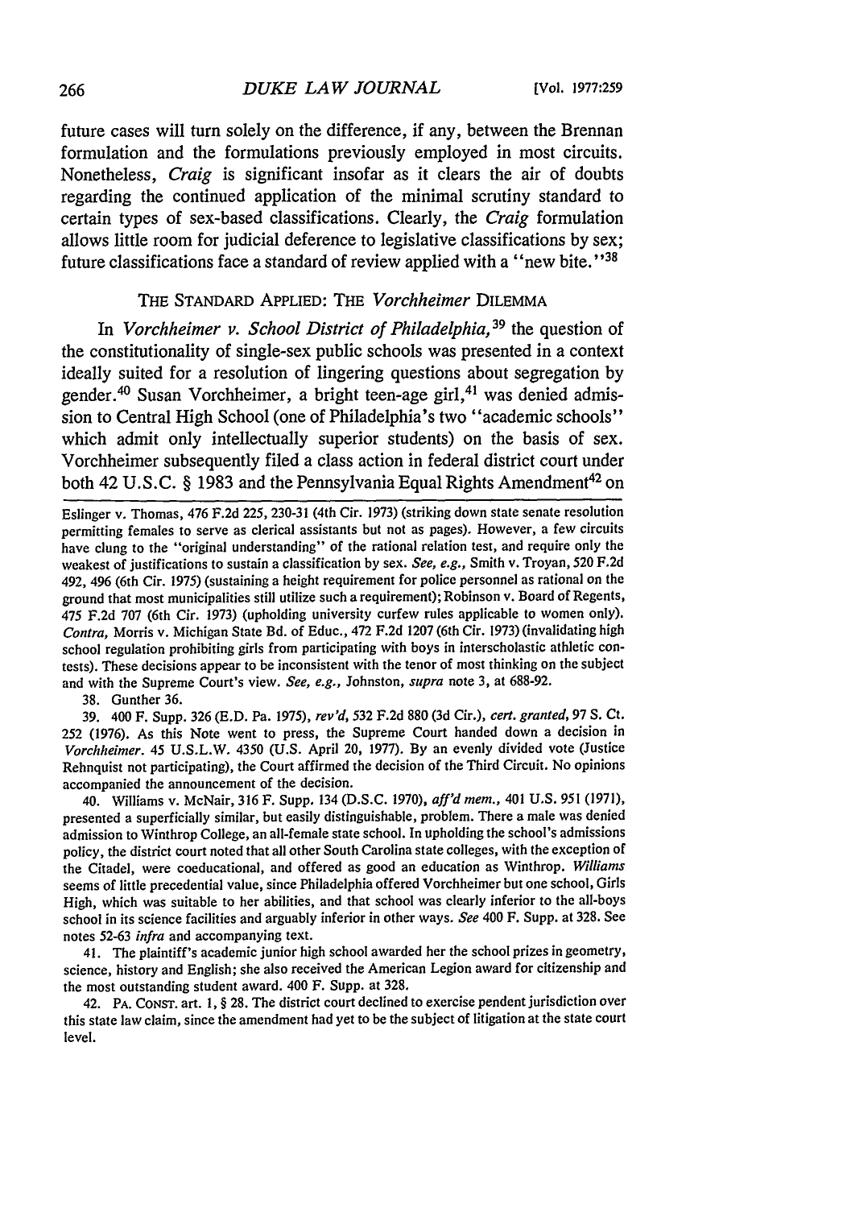future cases will turn solely on the difference, if any, between the Brennan formulation and the formulations previously employed in most circuits. Nonetheless, *Craig* is significant insofar as it clears the air of doubts regarding the continued application of the minimal scrutiny standard to certain types of sex-based classifications. Clearly, the *Craig* formulation allows little room for judicial deference to legislative classifications by sex; future classifications face a standard of review applied with a "new bite."[38]

## THE STANDARD APPLIED: THE *Vorchheimer* DILEMMA

In *Vorchheimer v. School District of Philadelphia,*[39] the question of the constitutionality of single-sex public schools was presented in a context ideally suited for a resolution of lingering questions about segregation by gender.[40] Susan Vorchheimer, a bright teen-age girl,[41] was denied admission to Central High School (one of Philadelphia's two "academic schools" which admit only intellectually superior students) on the basis of sex. Vorchheimer subsequently filed a class action in federal district court under both 42 U.S.C. § 1983 and the Pennsylvania Equal Rights Amendment[42] on

---

Eslinger v. Thomas, 476 F.2d 225, 230-31 (4th Cir. 1973) (striking down state senate resolution permitting females to serve as clerical assistants but not as pages). However, a few circuits have clung to the "original understanding" of the rational relation test, and require only the weakest of justifications to sustain a classification by sex. *See, e.g.,* Smith v. Troyan, 520 F.2d 492, 496 (6th Cir. 1975) (sustaining a height requirement for police personnel as rational on the ground that most municipalities still utilize such a requirement); Robinson v. Board of Regents, 475 F.2d 707 (6th Cir. 1973) (upholding university curfew rules applicable to women only). *Contra,* Morris v. Michigan State Bd. of Educ., 472 F.2d 1207 (6th Cir. 1973) (invalidating high school regulation prohibiting girls from participating with boys in interscholastic athletic contests). These decisions appear to be inconsistent with the tenor of most thinking on the subject and with the Supreme Court's view. *See, e.g.,* Johnston, *supra* note 3, at 688-92.

38. Gunther 36.

39. 400 F. Supp. 326 (E.D. Pa. 1975), *rev'd,* 532 F.2d 880 (3d Cir.), *cert. granted,* 97 S. Ct. 252 (1976). As this Note went to press, the Supreme Court handed down a decision in *Vorchheimer.* 45 U.S.L.W. 4350 (U.S. April 20, 1977). By an evenly divided vote (Justice Rehnquist not participating), the Court affirmed the decision of the Third Circuit. No opinions accompanied the announcement of the decision.

40. Williams v. McNair, 316 F. Supp. 134 (D.S.C. 1970), *aff'd mem.,* 401 U.S. 951 (1971), presented a superficially similar, but easily distinguishable, problem. There a male was denied admission to Winthrop College, an all-female state school. In upholding the school's admissions policy, the district court noted that all other South Carolina state colleges, with the exception of the Citadel, were coeducational, and offered as good an education as Winthrop. *Williams* seems of little precedential value, since Philadelphia offered Vorchheimer but one school, Girls High, which was suitable to her abilities, and that school was clearly inferior to the all-boys school in its science facilities and arguably inferior in other ways. *See* 400 F. Supp. at 328. See notes 52-63 *infra* and accompanying text.

41. The plaintiff's academic junior high school awarded her the school prizes in geometry, science, history and English; she also received the American Legion award for citizenship and the most outstanding student award. 400 F. Supp. at 328.

42. PA. CONST. art. 1, § 28. The district court declined to exercise pendent jurisdiction over this state law claim, since the amendment had yet to be the subject of litigation at the state court level.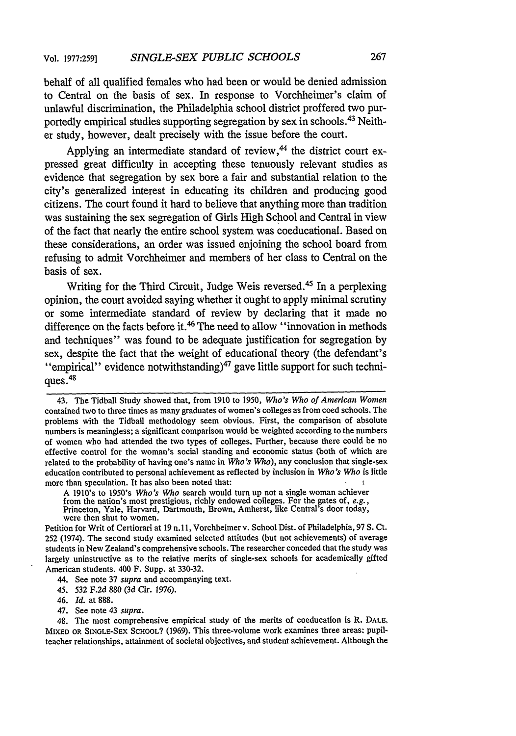behalf of all qualified females who had been or would be denied admission to Central on the basis of sex. In response to Vorchheimer's claim of unlawful discrimination, the Philadelphia school district proffered two purportedly empirical studies supporting segregation by sex in schools.[43] Neither study, however, dealt precisely with the issue before the court.

Applying an intermediate standard of review,[44] the district court expressed great difficulty in accepting these tenuously relevant studies as evidence that segregation by sex bore a fair and substantial relation to the city's generalized interest in educating its children and producing good citizens. The court found it hard to believe that anything more than tradition was sustaining the sex segregation of Girls High School and Central in view of the fact that nearly the entire school system was coeducational. Based on these considerations, an order was issued enjoining the school board from refusing to admit Vorchheimer and members of her class to Central on the basis of sex.

Writing for the Third Circuit, Judge Weis reversed.[45] In a perplexing opinion, the court avoided saying whether it ought to apply minimal scrutiny or some intermediate standard of review by declaring that it made no difference on the facts before it.[46] The need to allow "innovation in methods and techniques" was found to be adequate justification for segregation by sex, despite the fact that the weight of educational theory (the defendant's "empirical" evidence notwithstanding)[47] gave little support for such techniques.[48]

---

43. The Tidball Study showed that, from 1910 to 1950, *Who's Who of American Women* contained two to three times as many graduates of women's colleges as from coed schools. The problems with the Tidball methodology seem obvious. First, the comparison of absolute numbers is meaningless; a significant comparison would be weighted according to the numbers of women who had attended the two types of colleges. Further, because there could be no effective control for the woman's social standing and economic status (both of which are related to the probability of having one's name in *Who's Who*), any conclusion that single-sex education contributed to personal achievement as reflected by inclusion in *Who's Who* is little more than speculation. It has also been noted that:

> A 1910's to 1950's *Who's Who* search would turn up not a single woman achiever from the nation's most prestigious, richly endowed colleges. For the gates of, *e.g.*, Princeton, Yale, Harvard, Dartmouth, Brown, Amherst, like Central's door today, were then shut to women.

Petition for Writ of Certiorari at 19 n.11, Vorchheimer v. School Dist. of Philadelphia, 97 S. Ct. 252 (1974). The second study examined selected attitudes (but not achievements) of average students in New Zealand's comprehensive schools. The researcher conceded that the study was largely uninstructive as to the relative merits of single-sex schools for academically gifted American students. 400 F. Supp. at 330-32.

44. See note 37 *supra* and accompanying text.

45. 532 F.2d 880 (3d Cir. 1976).

46. *Id.* at 888.

47. See note 43 *supra*.

48. The most comprehensive empirical study of the merits of coeducation is R. DALE, MIXED OR SINGLE-SEX SCHOOL? (1969). This three-volume work examines three areas: pupil-teacher relationships, attainment of societal objectives, and student achievement. Although the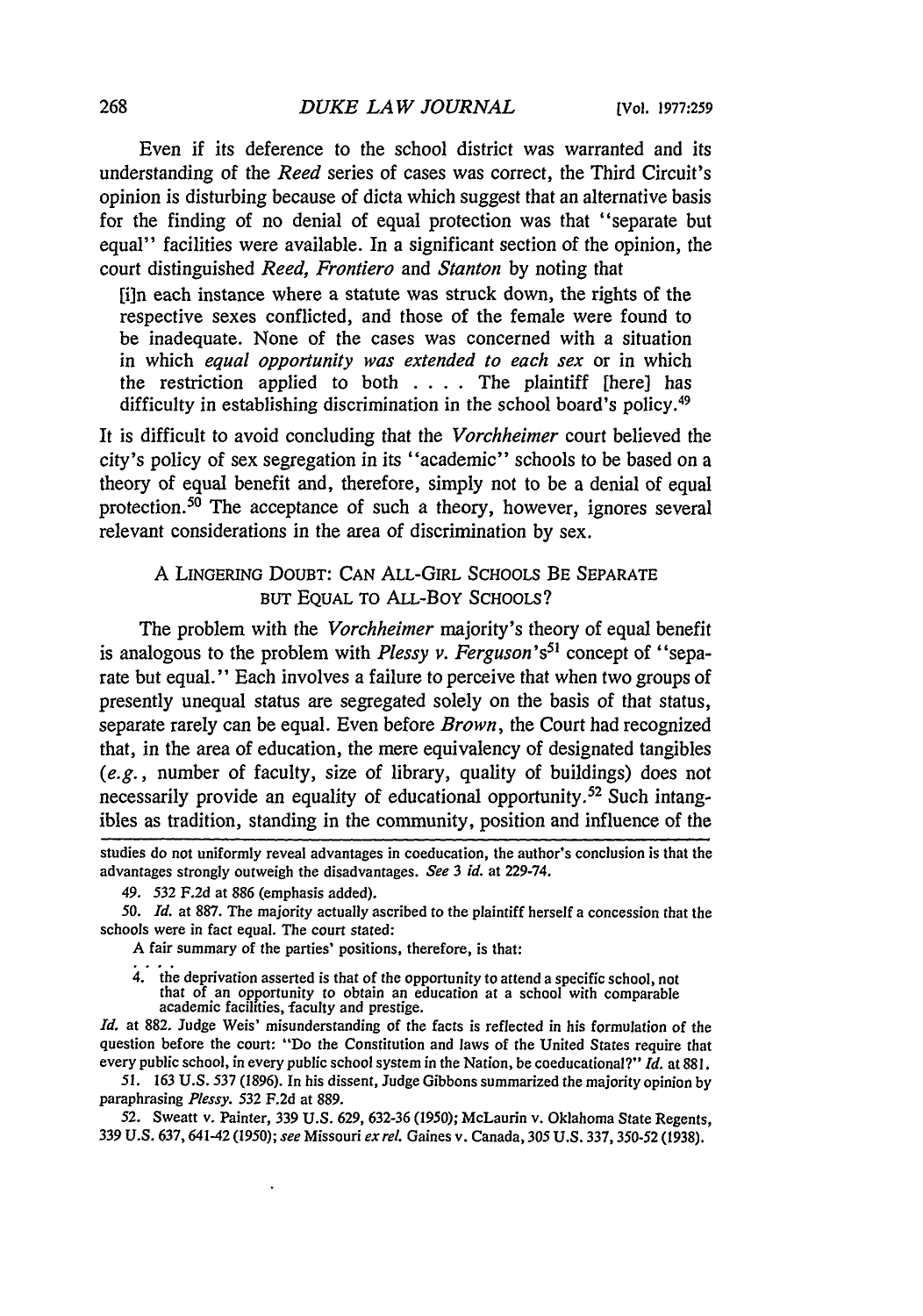Even if its deference to the school district was warranted and its understanding of the *Reed* series of cases was correct, the Third Circuit's opinion is disturbing because of dicta which suggest that an alternative basis for the finding of no denial of equal protection was that "separate but equal" facilities were available. In a significant section of the opinion, the court distinguished *Reed, Frontiero* and *Stanton* by noting that

> [i]n each instance where a statute was struck down, the rights of the respective sexes conflicted, and those of the female were found to be inadequate. None of the cases was concerned with a situation in which *equal opportunity was extended to each sex* or in which the restriction applied to both . . . . The plaintiff [here] has difficulty in establishing discrimination in the school board's policy.[49]

It is difficult to avoid concluding that the *Vorchheimer* court believed the city's policy of sex segregation in its "academic" schools to be based on a theory of equal benefit and, therefore, simply not to be a denial of equal protection.[50] The acceptance of such a theory, however, ignores several relevant considerations in the area of discrimination by sex.

## A Lingering Doubt: Can All-Girl Schools Be Separate but Equal to All-Boy Schools?

The problem with the *Vorchheimer* majority's theory of equal benefit is analogous to the problem with *Plessy v. Ferguson*'s[51] concept of "separate but equal." Each involves a failure to perceive that when two groups of presently unequal status are segregated solely on the basis of that status, separate rarely can be equal. Even before *Brown*, the Court had recognized that, in the area of education, the mere equivalency of designated tangibles (*e.g.*, number of faculty, size of library, quality of buildings) does not necessarily provide an equality of educational opportunity.[52] Such intangibles as tradition, standing in the community, position and influence of the

---

studies do not uniformly reveal advantages in coeducation, the author's conclusion is that the advantages strongly outweigh the disadvantages. *See* 3 *id.* at 229-74.

49. 532 F.2d at 886 (emphasis added).

50. *Id.* at 887. The majority actually ascribed to the plaintiff herself a concession that the schools were in fact equal. The court stated:

> A fair summary of the parties' positions, therefore, is that:
>
> . . . .
>
> 4. the deprivation asserted is that of the opportunity to attend a specific school, not that of an opportunity to obtain an education at a school with comparable academic facilities, faculty and prestige.

*Id.* at 882. Judge Weis' misunderstanding of the facts is reflected in his formulation of the question before the court: "Do the Constitution and laws of the United States require that every public school, in every public school system in the Nation, be coeducational?" *Id.* at 881.

51. 163 U.S. 537 (1896). In his dissent, Judge Gibbons summarized the majority opinion by paraphrasing *Plessy*. 532 F.2d at 889.

52. Sweatt v. Painter, 339 U.S. 629, 632-36 (1950); McLaurin v. Oklahoma State Regents, 339 U.S. 637, 641-42 (1950); *see* Missouri *ex rel.* Gaines v. Canada, 305 U.S. 337, 350-52 (1938).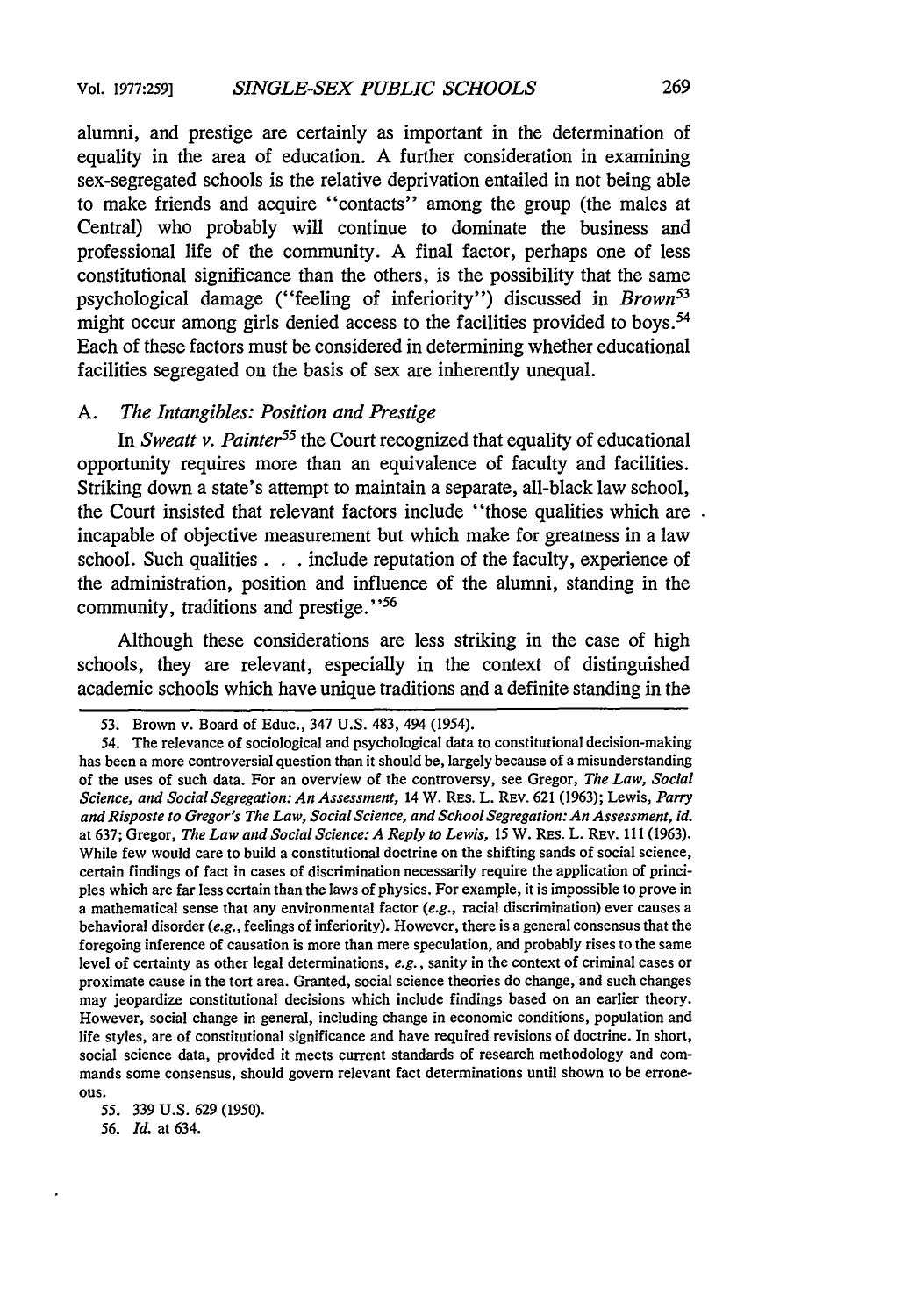alumni, and prestige are certainly as important in the determination of equality in the area of education. A further consideration in examining sex-segregated schools is the relative deprivation entailed in not being able to make friends and acquire "contacts" among the group (the males at Central) who probably will continue to dominate the business and professional life of the community. A final factor, perhaps one of less constitutional significance than the others, is the possibility that the same psychological damage ("feeling of inferiority") discussed in *Brown*[53] might occur among girls denied access to the facilities provided to boys.[54] Each of these factors must be considered in determining whether educational facilities segregated on the basis of sex are inherently unequal.

### A. *The Intangibles: Position and Prestige*

In *Sweatt v. Painter*[55] the Court recognized that equality of educational opportunity requires more than an equivalence of faculty and facilities. Striking down a state's attempt to maintain a separate, all-black law school, the Court insisted that relevant factors include "those qualities which are incapable of objective measurement but which make for greatness in a law school. Such qualities . . . include reputation of the faculty, experience of the administration, position and influence of the alumni, standing in the community, traditions and prestige."[56]

Although these considerations are less striking in the case of high schools, they are relevant, especially in the context of distinguished academic schools which have unique traditions and a definite standing in the

---

53. Brown v. Board of Educ., 347 U.S. 483, 494 (1954).

54. The relevance of sociological and psychological data to constitutional decision-making has been a more controversial question than it should be, largely because of a misunderstanding of the uses of such data. For an overview of the controversy, see Gregor, *The Law, Social Science, and Social Segregation: An Assessment*, 14 W. RES. L. REV. 621 (1963); Lewis, *Parry and Riposte to Gregor's The Law, Social Science, and School Segregation: An Assessment*, *id.* at 637; Gregor, *The Law and Social Science: A Reply to Lewis*, 15 W. RES. L. REV. 111 (1963). While few would care to build a constitutional doctrine on the shifting sands of social science, certain findings of fact in cases of discrimination necessarily require the application of principles which are far less certain than the laws of physics. For example, it is impossible to prove in a mathematical sense that any environmental factor (*e.g.*, racial discrimination) ever causes a behavioral disorder (*e.g.*, feelings of inferiority). However, there is a general consensus that the foregoing inference of causation is more than mere speculation, and probably rises to the same level of certainty as other legal determinations, *e.g.*, sanity in the context of criminal cases or proximate cause in the tort area. Granted, social science theories do change, and such changes may jeopardize constitutional decisions which include findings based on an earlier theory. However, social change in general, including change in economic conditions, population and life styles, are of constitutional significance and have required revisions of doctrine. In short, social science data, provided it meets current standards of research methodology and commands some consensus, should govern relevant fact determinations until shown to be erroneous.

55. 339 U.S. 629 (1950).

56. *Id.* at 634.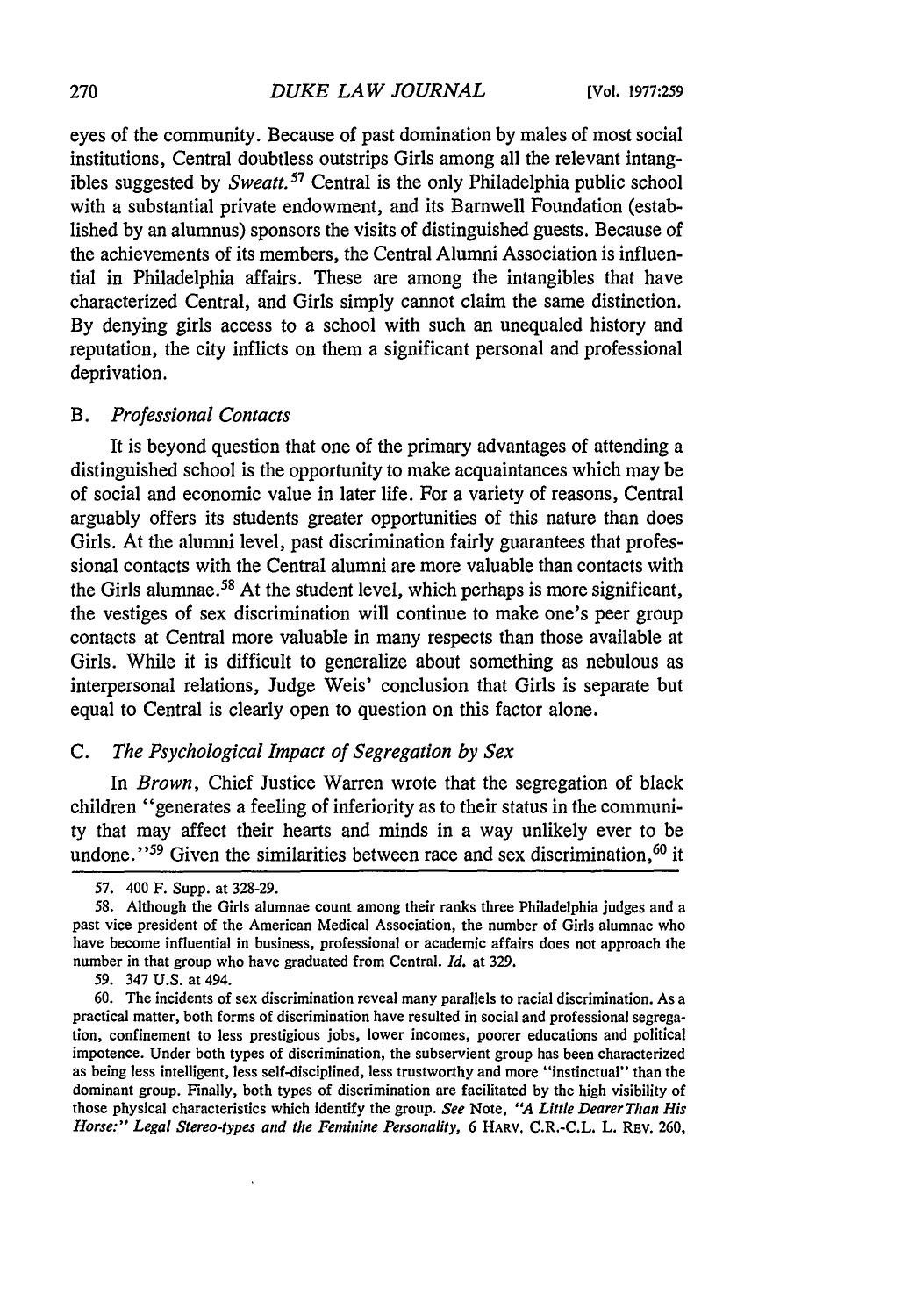eyes of the community. Because of past domination by males of most social institutions, Central doubtless outstrips Girls among all the relevant intangibles suggested by *Sweatt.*[57] Central is the only Philadelphia public school with a substantial private endowment, and its Barnwell Foundation (established by an alumnus) sponsors the visits of distinguished guests. Because of the achievements of its members, the Central Alumni Association is influential in Philadelphia affairs. These are among the intangibles that have characterized Central, and Girls simply cannot claim the same distinction. By denying girls access to a school with such an unequaled history and reputation, the city inflicts on them a significant personal and professional deprivation.

### B. *Professional Contacts*

It is beyond question that one of the primary advantages of attending a distinguished school is the opportunity to make acquaintances which may be of social and economic value in later life. For a variety of reasons, Central arguably offers its students greater opportunities of this nature than does Girls. At the alumni level, past discrimination fairly guarantees that professional contacts with the Central alumni are more valuable than contacts with the Girls alumnae.[58] At the student level, which perhaps is more significant, the vestiges of sex discrimination will continue to make one's peer group contacts at Central more valuable in many respects than those available at Girls. While it is difficult to generalize about something as nebulous as interpersonal relations, Judge Weis' conclusion that Girls is separate but equal to Central is clearly open to question on this factor alone.

### C. *The Psychological Impact of Segregation by Sex*

In *Brown*, Chief Justice Warren wrote that the segregation of black children "generates a feeling of inferiority as to their status in the community that may affect their hearts and minds in a way unlikely ever to be undone."[59] Given the similarities between race and sex discrimination,[60] it

---

57. 400 F. Supp. at 328-29.

58. Although the Girls alumnae count among their ranks three Philadelphia judges and a past vice president of the American Medical Association, the number of Girls alumnae who have become influential in business, professional or academic affairs does not approach the number in that group who have graduated from Central. *Id.* at 329.

59. 347 U.S. at 494.

60. The incidents of sex discrimination reveal many parallels to racial discrimination. As a practical matter, both forms of discrimination have resulted in social and professional segregation, confinement to less prestigious jobs, lower incomes, poorer educations and political impotence. Under both types of discrimination, the subservient group has been characterized as being less intelligent, less self-disciplined, less trustworthy and more "instinctual" than the dominant group. Finally, both types of discrimination are facilitated by the high visibility of those physical characteristics which identify the group. *See* Note, *"A Little Dearer Than His Horse:" Legal Stereo-types and the Feminine Personality,* 6 HARV. C.R.-C.L. L. REV. 260,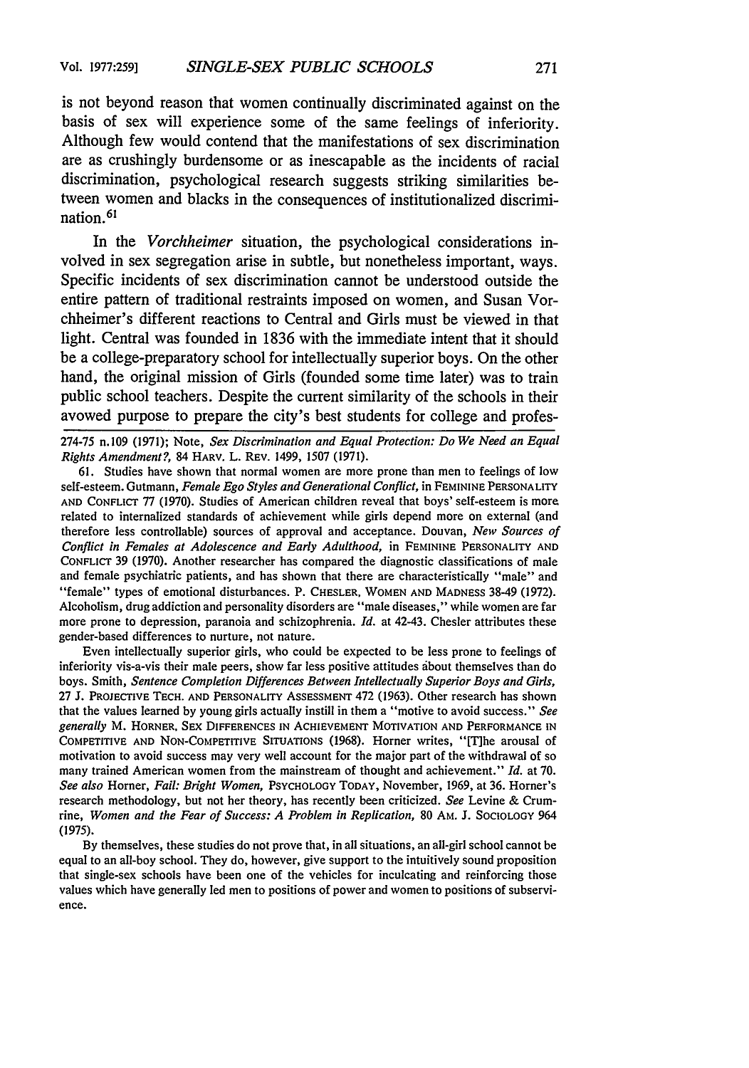is not beyond reason that women continually discriminated against on the basis of sex will experience some of the same feelings of inferiority. Although few would contend that the manifestations of sex discrimination are as crushingly burdensome or as inescapable as the incidents of racial discrimination, psychological research suggests striking similarities between women and blacks in the consequences of institutionalized discrimination.[61]

In the *Vorchheimer* situation, the psychological considerations involved in sex segregation arise in subtle, but nonetheless important, ways. Specific incidents of sex discrimination cannot be understood outside the entire pattern of traditional restraints imposed on women, and Susan Vorchheimer's different reactions to Central and Girls must be viewed in that light. Central was founded in 1836 with the immediate intent that it should be a college-preparatory school for intellectually superior boys. On the other hand, the original mission of Girls (founded some time later) was to train public school teachers. Despite the current similarity of the schools in their avowed purpose to prepare the city's best students for college and profes-

---

274-75 n.109 (1971); Note, *Sex Discrimination and Equal Protection: Do We Need an Equal Rights Amendment?*, 84 HARV. L. REV. 1499, 1507 (1971).

61. Studies have shown that normal women are more prone than men to feelings of low self-esteem. Gutmann, *Female Ego Styles and Generational Conflict*, in FEMININE PERSONALITY AND CONFLICT 77 (1970). Studies of American children reveal that boys' self-esteem is more related to internalized standards of achievement while girls depend more on external (and therefore less controllable) sources of approval and acceptance. Douvan, *New Sources of Conflict in Females at Adolescence and Early Adulthood*, in FEMININE PERSONALITY AND CONFLICT 39 (1970). Another researcher has compared the diagnostic classifications of male and female psychiatric patients, and has shown that there are characteristically "male" and "female" types of emotional disturbances. P. CHESLER, WOMEN AND MADNESS 38-49 (1972). Alcoholism, drug addiction and personality disorders are "male diseases," while women are far more prone to depression, paranoia and schizophrenia. *Id.* at 42-43. Chesler attributes these gender-based differences to nurture, not nature.

Even intellectually superior girls, who could be expected to be less prone to feelings of inferiority vis-a-vis their male peers, show far less positive attitudes about themselves than do boys. Smith, *Sentence Completion Differences Between Intellectually Superior Boys and Girls*, 27 J. PROJECTIVE TECH. AND PERSONALITY ASSESSMENT 472 (1963). Other research has shown that the values learned by young girls actually instill in them a "motive to avoid success." *See generally* M. HORNER, SEX DIFFERENCES IN ACHIEVEMENT MOTIVATION AND PERFORMANCE IN COMPETITIVE AND NON-COMPETITIVE SITUATIONS (1968). Horner writes, "[T]he arousal of motivation to avoid success may very well account for the major part of the withdrawal of so many trained American women from the mainstream of thought and achievement." *Id.* at 70. *See also* Horner, *Fail: Bright Women*, PSYCHOLOGY TODAY, November, 1969, at 36. Horner's research methodology, but not her theory, has recently been criticized. *See* Levine & Crumrine, *Women and the Fear of Success: A Problem in Replication*, 80 AM. J. SOCIOLOGY 964 (1975).

By themselves, these studies do not prove that, in all situations, an all-girl school cannot be equal to an all-boy school. They do, however, give support to the intuitively sound proposition that single-sex schools have been one of the vehicles for inculcating and reinforcing those values which have generally led men to positions of power and women to positions of subservience.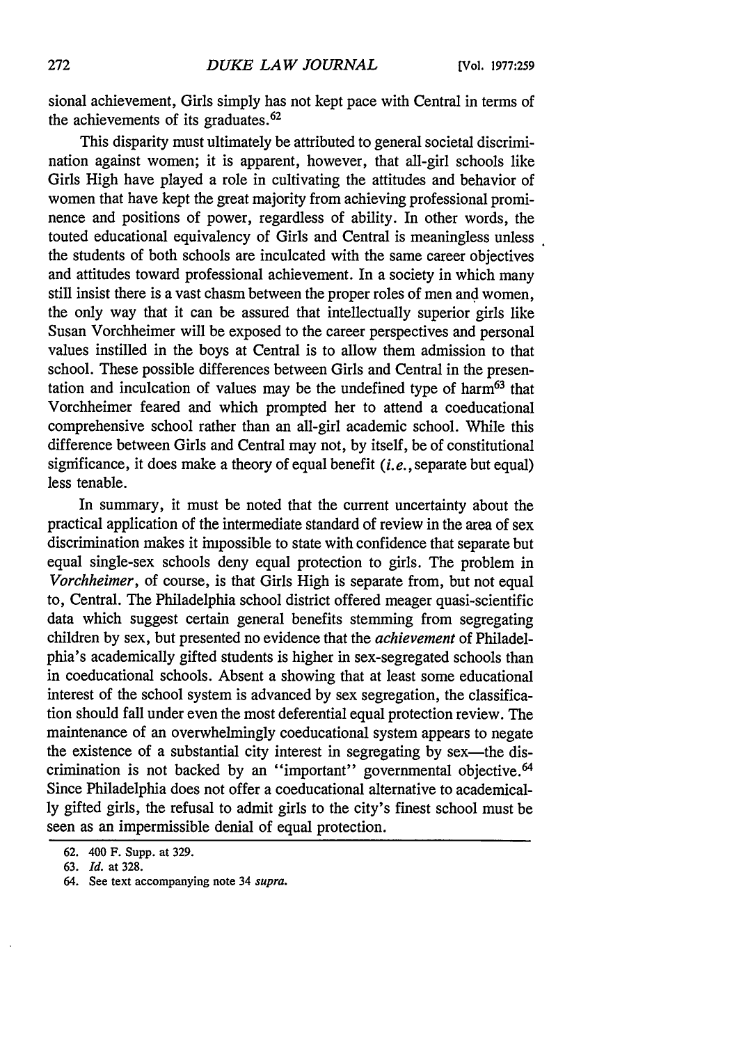sional achievement, Girls simply has not kept pace with Central in terms of the achievements of its graduates.[62]

This disparity must ultimately be attributed to general societal discrimination against women; it is apparent, however, that all-girl schools like Girls High have played a role in cultivating the attitudes and behavior of women that have kept the great majority from achieving professional prominence and positions of power, regardless of ability. In other words, the touted educational equivalency of Girls and Central is meaningless unless the students of both schools are inculcated with the same career objectives and attitudes toward professional achievement. In a society in which many still insist there is a vast chasm between the proper roles of men and women, the only way that it can be assured that intellectually superior girls like Susan Vorchheimer will be exposed to the career perspectives and personal values instilled in the boys at Central is to allow them admission to that school. These possible differences between Girls and Central in the presentation and inculcation of values may be the undefined type of harm[63] that Vorchheimer feared and which prompted her to attend a coeducational comprehensive school rather than an all-girl academic school. While this difference between Girls and Central may not, by itself, be of constitutional significance, it does make a theory of equal benefit (*i.e.*, separate but equal) less tenable.

In summary, it must be noted that the current uncertainty about the practical application of the intermediate standard of review in the area of sex discrimination makes it impossible to state with confidence that separate but equal single-sex schools deny equal protection to girls. The problem in *Vorchheimer*, of course, is that Girls High is separate from, but not equal to, Central. The Philadelphia school district offered meager quasi-scientific data which suggest certain general benefits stemming from segregating children by sex, but presented no evidence that the *achievement* of Philadelphia's academically gifted students is higher in sex-segregated schools than in coeducational schools. Absent a showing that at least some educational interest of the school system is advanced by sex segregation, the classification should fall under even the most deferential equal protection review. The maintenance of an overwhelmingly coeducational system appears to negate the existence of a substantial city interest in segregating by sex—the discrimination is not backed by an "important" governmental objective.[64] Since Philadelphia does not offer a coeducational alternative to academically gifted girls, the refusal to admit girls to the city's finest school must be seen as an impermissible denial of equal protection.

---

62. 400 F. Supp. at 329.

63. *Id.* at 328.

64. See text accompanying note 34 *supra*.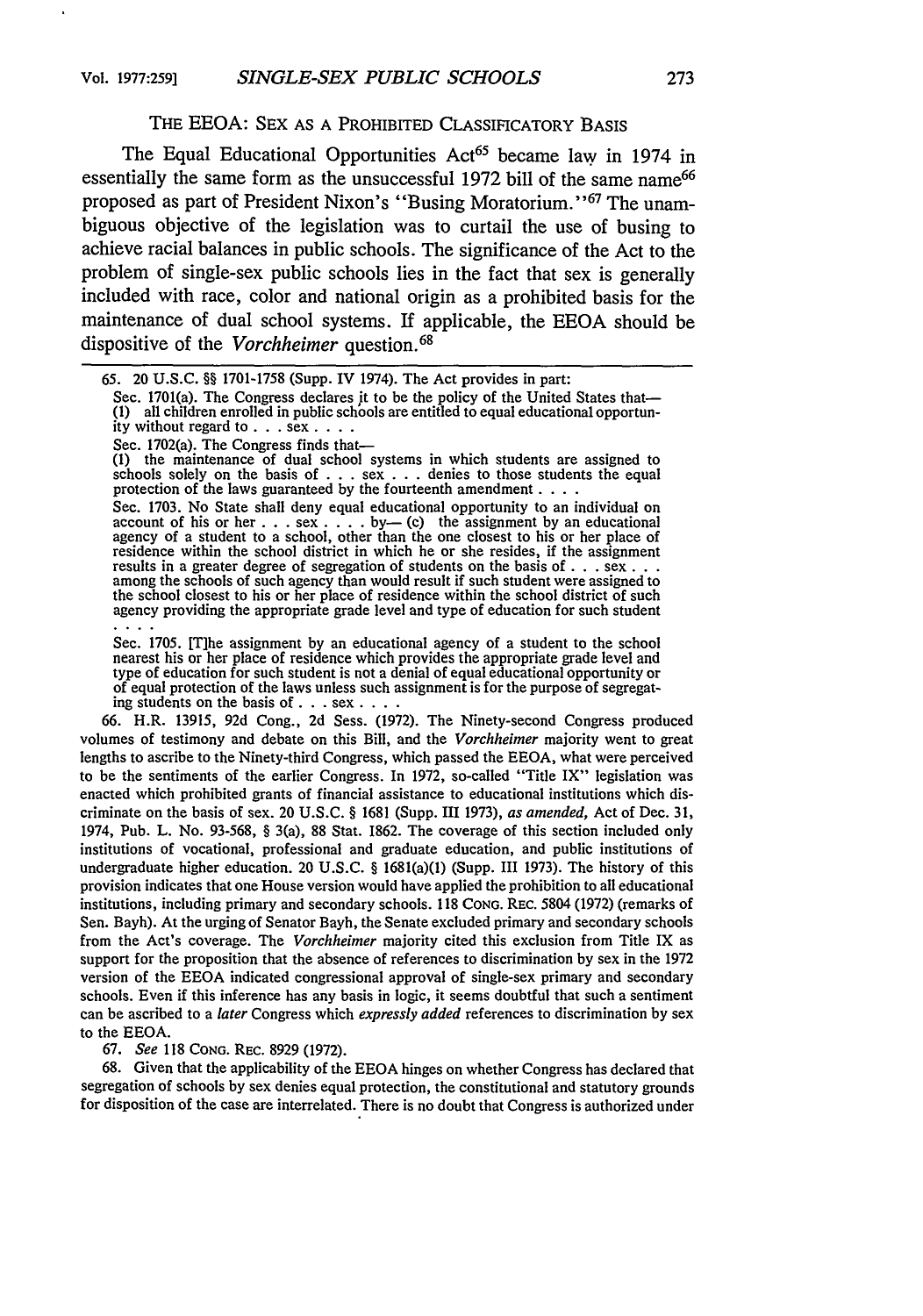### THE EEOA: SEX AS A PROHIBITED CLASSIFICATORY BASIS

The Equal Educational Opportunities Act[65] became law in 1974 in essentially the same form as the unsuccessful 1972 bill of the same name[66] proposed as part of President Nixon's "Busing Moratorium."[67] The unambiguous objective of the legislation was to curtail the use of busing to achieve racial balances in public schools. The significance of the Act to the problem of single-sex public schools lies in the fact that sex is generally included with race, color and national origin as a prohibited basis for the maintenance of dual school systems. If applicable, the EEOA should be dispositive of the *Vorchheimer* question.[68]

---

65. 20 U.S.C. §§ 1701-1758 (Supp. IV 1974). The Act provides in part:

Sec. 1701(a). The Congress declares it to be the policy of the United States that— (1) all children enrolled in public schools are entitled to equal educational opportunity without regard to . . . sex . . . .

Sec. 1702(a). The Congress finds that— (1) the maintenance of dual school systems in which students are assigned to schools solely on the basis of . . . sex . . . denies to those students the equal protection of the laws guaranteed by the fourteenth amendment . . . .

Sec. 1703. No State shall deny equal educational opportunity to an individual on account of his or her . . . sex . . . . by— (c) the assignment by an educational agency of a student to a school, other than the one closest to his or her place of residence within the school district in which he or she resides, if the assignment results in a greater degree of segregation of students on the basis of . . . sex . . . among the schools of such agency than would result if such student were assigned to the school closest to his or her place of residence within the school district of such agency providing the appropriate grade level and type of education for such student . . . .

Sec. 1705. [T]he assignment by an educational agency of a student to the school nearest his or her place of residence which provides the appropriate grade level and type of education for such student is not a denial of equal educational opportunity or of equal protection of the laws unless such assignment is for the purpose of segregating students on the basis of . . . sex . . . .

66. H.R. 13915, 92d Cong., 2d Sess. (1972). The Ninety-second Congress produced volumes of testimony and debate on this Bill, and the *Vorchheimer* majority went to great lengths to ascribe to the Ninety-third Congress, which passed the EEOA, what were perceived to be the sentiments of the earlier Congress. In 1972, so-called "Title IX" legislation was enacted which prohibited grants of financial assistance to educational institutions which discriminate on the basis of sex. 20 U.S.C. § 1681 (Supp. III 1973), *as amended*, Act of Dec. 31, 1974, Pub. L. No. 93-568, § 3(a), 88 Stat. 1862. The coverage of this section included only institutions of vocational, professional and graduate education, and public institutions of undergraduate higher education. 20 U.S.C. § 1681(a)(1) (Supp. III 1973). The history of this provision indicates that one House version would have applied the prohibition to all educational institutions, including primary and secondary schools. 118 CONG. REC. 5804 (1972) (remarks of Sen. Bayh). At the urging of Senator Bayh, the Senate excluded primary and secondary schools from the Act's coverage. The *Vorchheimer* majority cited this exclusion from Title IX as support for the proposition that the absence of references to discrimination by sex in the 1972 version of the EEOA indicated congressional approval of single-sex primary and secondary schools. Even if this inference has any basis in logic, it seems doubtful that such a sentiment can be ascribed to a *later* Congress which *expressly added* references to discrimination by sex to the EEOA.

67. *See* 118 CONG. REC. 8929 (1972).

68. Given that the applicability of the EEOA hinges on whether Congress has declared that segregation of schools by sex denies equal protection, the constitutional and statutory grounds for disposition of the case are interrelated. There is no doubt that Congress is authorized under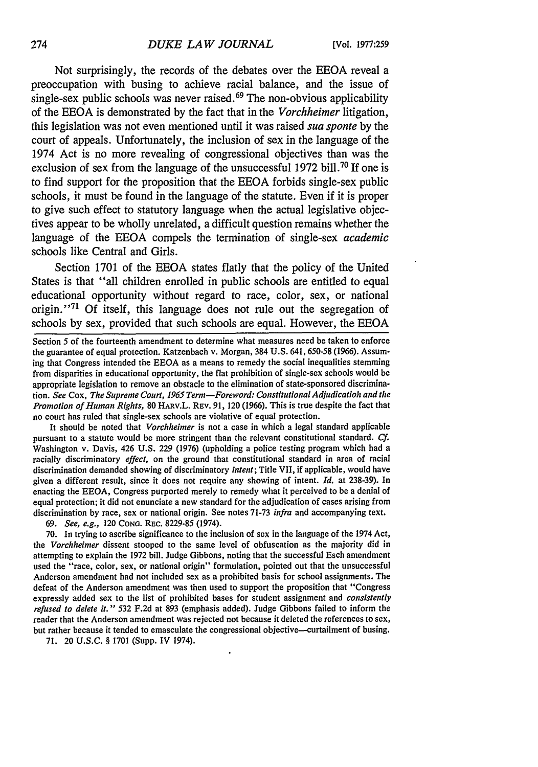Not surprisingly, the records of the debates over the EEOA reveal a preoccupation with busing to achieve racial balance, and the issue of single-sex public schools was never raised.[69] The non-obvious applicability of the EEOA is demonstrated by the fact that in the *Vorchheimer* litigation, this legislation was not even mentioned until it was raised *sua sponte* by the court of appeals. Unfortunately, the inclusion of sex in the language of the 1974 Act is no more revealing of congressional objectives than was the exclusion of sex from the language of the unsuccessful 1972 bill.[70] If one is to find support for the proposition that the EEOA forbids single-sex public schools, it must be found in the language of the statute. Even if it is proper to give such effect to statutory language when the actual legislative objectives appear to be wholly unrelated, a difficult question remains whether the language of the EEOA compels the termination of single-sex *academic* schools like Central and Girls.

Section 1701 of the EEOA states flatly that the policy of the United States is that "all children enrolled in public schools are entitled to equal educational opportunity without regard to race, color, sex, or national origin."[71] Of itself, this language does not rule out the segregation of schools by sex, provided that such schools are equal. However, the EEOA

---

Section 5 of the fourteenth amendment to determine what measures need be taken to enforce the guarantee of equal protection. Katzenbach v. Morgan, 384 U.S. 641, 650-58 (1966). Assuming that Congress intended the EEOA as a means to remedy the social inequalities stemming from disparities in educational opportunity, the flat prohibition of single-sex schools would be appropriate legislation to remove an obstacle to the elimination of state-sponsored discrimination. *See* Cox, *The Supreme Court, 1965 Term—Foreword: Constitutional Adjudication and the Promotion of Human Rights,* 80 HARV.L. REV. 91, 120 (1966). This is true despite the fact that no court has ruled that single-sex schools are violative of equal protection.

It should be noted that *Vorchheimer* is not a case in which a legal standard applicable pursuant to a statute would be more stringent than the relevant constitutional standard. *Cf.* Washington v. Davis, 426 U.S. 229 (1976) (upholding a police testing program which had a racially discriminatory *effect,* on the ground that constitutional standard in area of racial discrimination demanded showing of discriminatory *intent*; Title VII, if applicable, would have given a different result, since it does not require any showing of intent. *Id.* at 238-39). In enacting the EEOA, Congress purported merely to remedy what it perceived to be a denial of equal protection; it did not enunciate a new standard for the adjudication of cases arising from discrimination by race, sex or national origin. See notes 71-73 *infra* and accompanying text.

69. *See, e.g.,* 120 CONG. REC. 8229-85 (1974).

70. In trying to ascribe significance to the inclusion of sex in the language of the 1974 Act, the *Vorchheimer* dissent stooped to the same level of obfuscation as the majority did in attempting to explain the 1972 bill. Judge Gibbons, noting that the successful Esch amendment used the "race, color, sex, or national origin" formulation, pointed out that the unsuccessful Anderson amendment had not included sex as a prohibited basis for school assignments. The defeat of the Anderson amendment was then used to support the proposition that "Congress expressly added sex to the list of prohibited bases for student assignment and *consistently refused to delete it.*" 532 F.2d at 893 (emphasis added). Judge Gibbons failed to inform the reader that the Anderson amendment was rejected not because it deleted the references to sex, but rather because it tended to emasculate the congressional objective—curtailment of busing.

71. 20 U.S.C. § 1701 (Supp. IV 1974).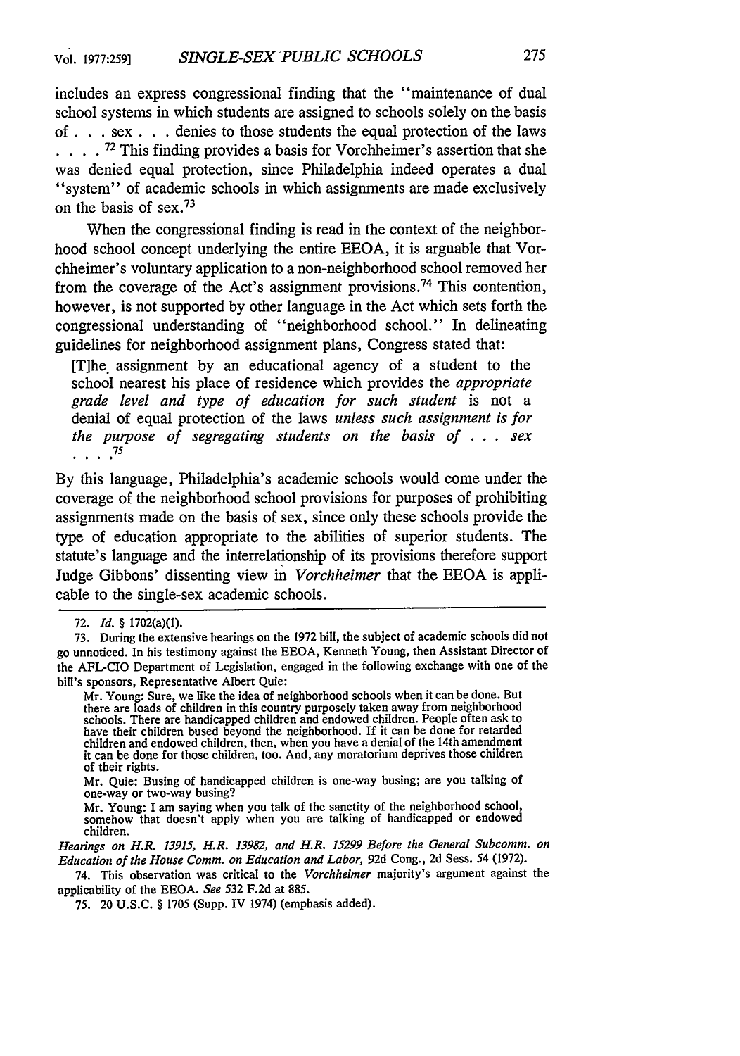includes an express congressional finding that the "maintenance of dual school systems in which students are assigned to schools solely on the basis of . . . sex . . . denies to those students the equal protection of the laws . . . .[72] This finding provides a basis for Vorchheimer's assertion that she was denied equal protection, since Philadelphia indeed operates a dual "system" of academic schools in which assignments are made exclusively on the basis of sex.[73]

When the congressional finding is read in the context of the neighborhood school concept underlying the entire EEOA, it is arguable that Vorchheimer's voluntary application to a non-neighborhood school removed her from the coverage of the Act's assignment provisions.[74] This contention, however, is not supported by other language in the Act which sets forth the congressional understanding of "neighborhood school." In delineating guidelines for neighborhood assignment plans, Congress stated that:

> [T]he assignment by an educational agency of a student to the school nearest his place of residence which provides the *appropriate grade level and type of education for such student* is not a denial of equal protection of the laws *unless such assignment is for the purpose of segregating students on the basis of . . . sex* . . . .[75]

By this language, Philadelphia's academic schools would come under the coverage of the neighborhood school provisions for purposes of prohibiting assignments made on the basis of sex, since only these schools provide the type of education appropriate to the abilities of superior students. The statute's language and the interrelationship of its provisions therefore support Judge Gibbons' dissenting view in *Vorchheimer* that the EEOA is applicable to the single-sex academic schools.

---

72. *Id.* § 1702(a)(1).

73. During the extensive hearings on the 1972 bill, the subject of academic schools did not go unnoticed. In his testimony against the EEOA, Kenneth Young, then Assistant Director of the AFL-CIO Department of Legislation, engaged in the following exchange with one of the bill's sponsors, Representative Albert Quie:

> Mr. Young: Sure, we like the idea of neighborhood schools when it can be done. But there are loads of children in this country purposely taken away from neighborhood schools. There are handicapped children and endowed children. People often ask to have their children bused beyond the neighborhood. If it can be done for retarded children and endowed children, then, when you have a denial of the 14th amendment it can be done for those children, too. And, any moratorium deprives those children of their rights.
>
> Mr. Quie: Busing of handicapped children is one-way busing; are you talking of one-way or two-way busing?
>
> Mr. Young: I am saying when you talk of the sanctity of the neighborhood school, somehow that doesn't apply when you are talking of handicapped or endowed children.

*Hearings on H.R. 13915, H.R. 13982, and H.R. 15299 Before the General Subcomm. on Education of the House Comm. on Education and Labor*, 92d Cong., 2d Sess. 54 (1972).

74. This observation was critical to the *Vorchheimer* majority's argument against the applicability of the EEOA. *See* 532 F.2d at 885.

75. 20 U.S.C. § 1705 (Supp. IV 1974) (emphasis added).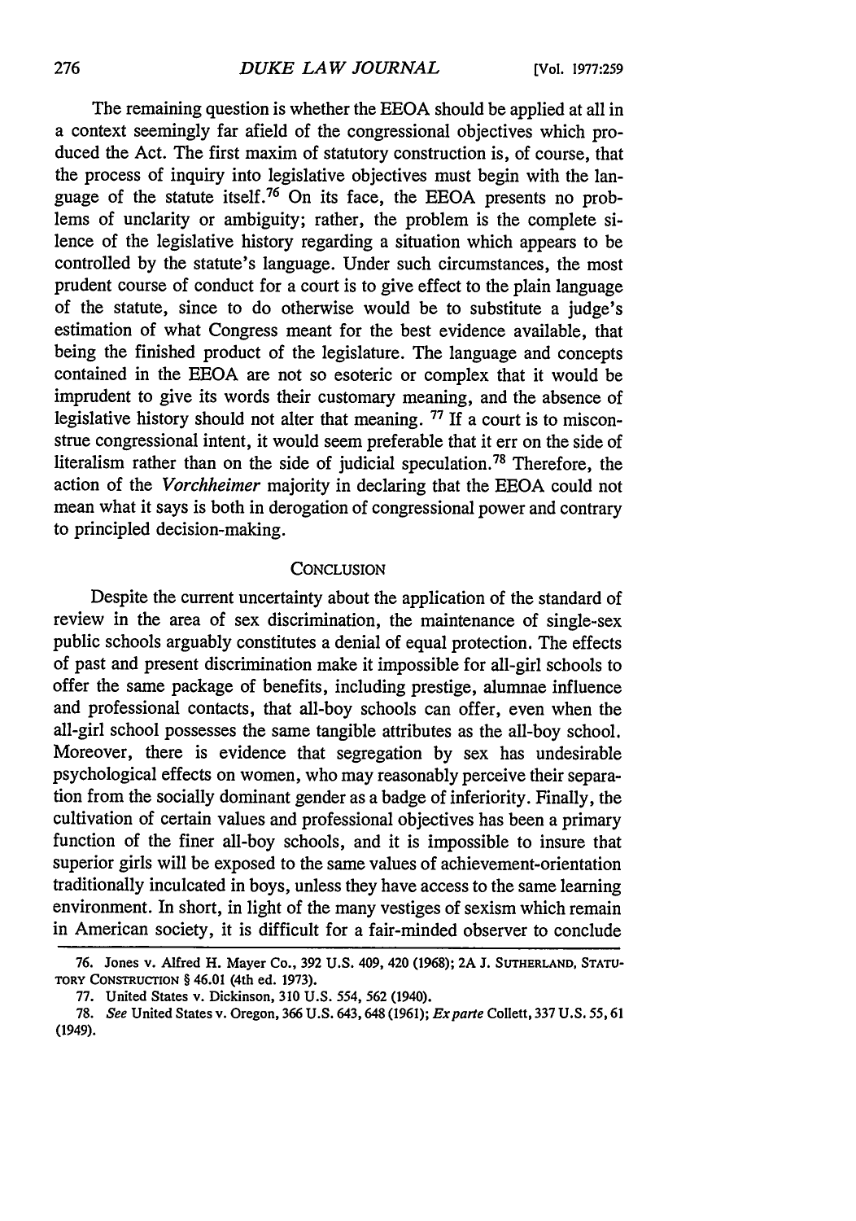The remaining question is whether the EEOA should be applied at all in a context seemingly far afield of the congressional objectives which produced the Act. The first maxim of statutory construction is, of course, that the process of inquiry into legislative objectives must begin with the language of the statute itself.[76] On its face, the EEOA presents no problems of unclarity or ambiguity; rather, the problem is the complete silence of the legislative history regarding a situation which appears to be controlled by the statute's language. Under such circumstances, the most prudent course of conduct for a court is to give effect to the plain language of the statute, since to do otherwise would be to substitute a judge's estimation of what Congress meant for the best evidence available, that being the finished product of the legislature. The language and concepts contained in the EEOA are not so esoteric or complex that it would be imprudent to give its words their customary meaning, and the absence of legislative history should not alter that meaning.[77] If a court is to misconstrue congressional intent, it would seem preferable that it err on the side of literalism rather than on the side of judicial speculation.[78] Therefore, the action of the *Vorchheimer* majority in declaring that the EEOA could not mean what it says is both in derogation of congressional power and contrary to principled decision-making.

## CONCLUSION

Despite the current uncertainty about the application of the standard of review in the area of sex discrimination, the maintenance of single-sex public schools arguably constitutes a denial of equal protection. The effects of past and present discrimination make it impossible for all-girl schools to offer the same package of benefits, including prestige, alumnae influence and professional contacts, that all-boy schools can offer, even when the all-girl school possesses the same tangible attributes as the all-boy school. Moreover, there is evidence that segregation by sex has undesirable psychological effects on women, who may reasonably perceive their separation from the socially dominant gender as a badge of inferiority. Finally, the cultivation of certain values and professional objectives has been a primary function of the finer all-boy schools, and it is impossible to insure that superior girls will be exposed to the same values of achievement-orientation traditionally inculcated in boys, unless they have access to the same learning environment. In short, in light of the many vestiges of sexism which remain in American society, it is difficult for a fair-minded observer to conclude

---

76. Jones v. Alfred H. Mayer Co., 392 U.S. 409, 420 (1968); 2A J. SUTHERLAND, STATUTORY CONSTRUCTION § 46.01 (4th ed. 1973).

77. United States v. Dickinson, 310 U.S. 554, 562 (1940).

78. *See* United States v. Oregon, 366 U.S. 643, 648 (1961); *Ex parte* Collett, 337 U.S. 55, 61 (1949).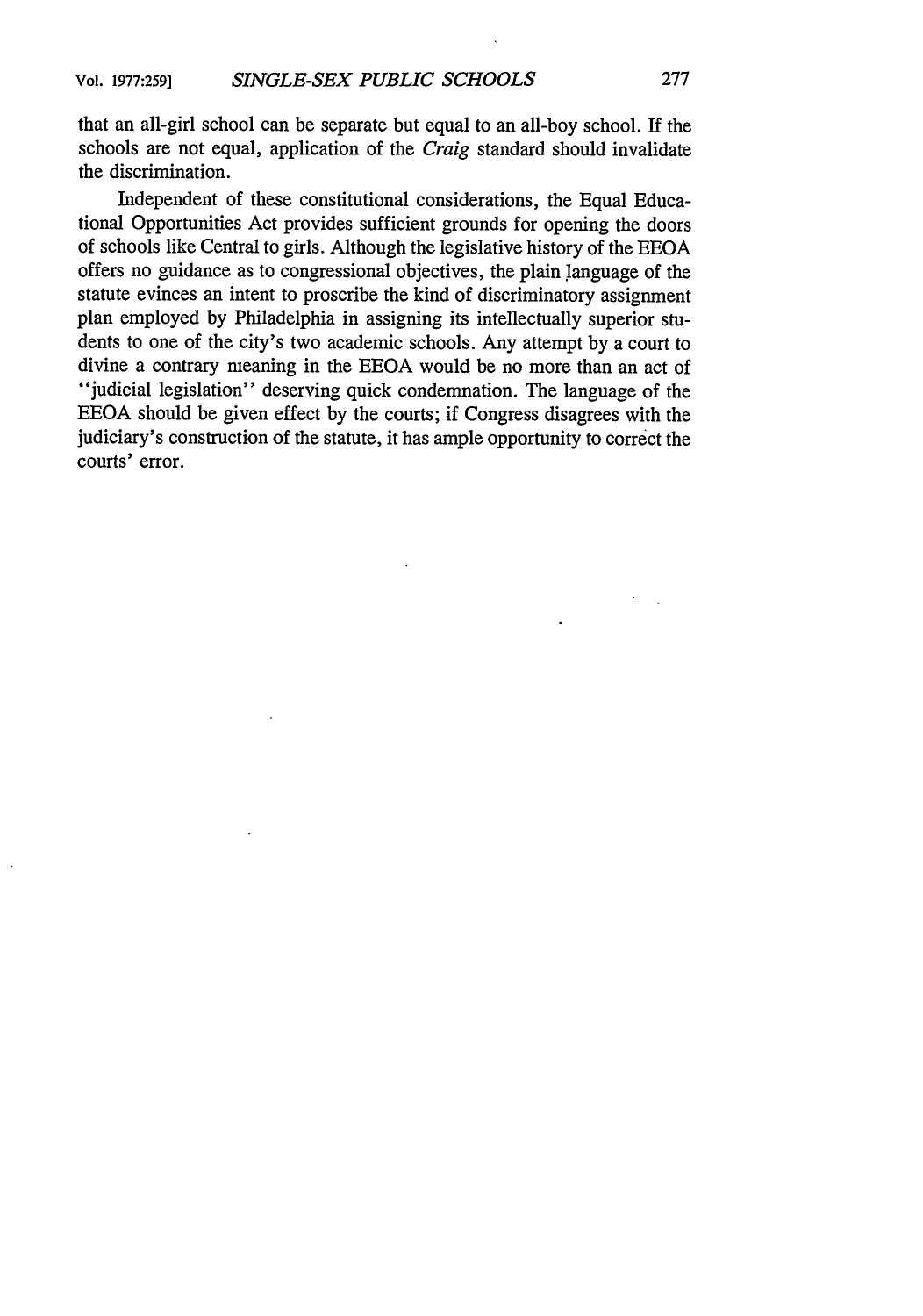that an all-girl school can be separate but equal to an all-boy school. If the schools are not equal, application of the *Craig* standard should invalidate the discrimination.

Independent of these constitutional considerations, the Equal Educational Opportunities Act provides sufficient grounds for opening the doors of schools like Central to girls. Although the legislative history of the EEOA offers no guidance as to congressional objectives, the plain language of the statute evinces an intent to proscribe the kind of discriminatory assignment plan employed by Philadelphia in assigning its intellectually superior students to one of the city's two academic schools. Any attempt by a court to divine a contrary meaning in the EEOA would be no more than an act of "judicial legislation" deserving quick condemnation. The language of the EEOA should be given effect by the courts; if Congress disagrees with the judiciary's construction of the statute, it has ample opportunity to correct the courts' error.